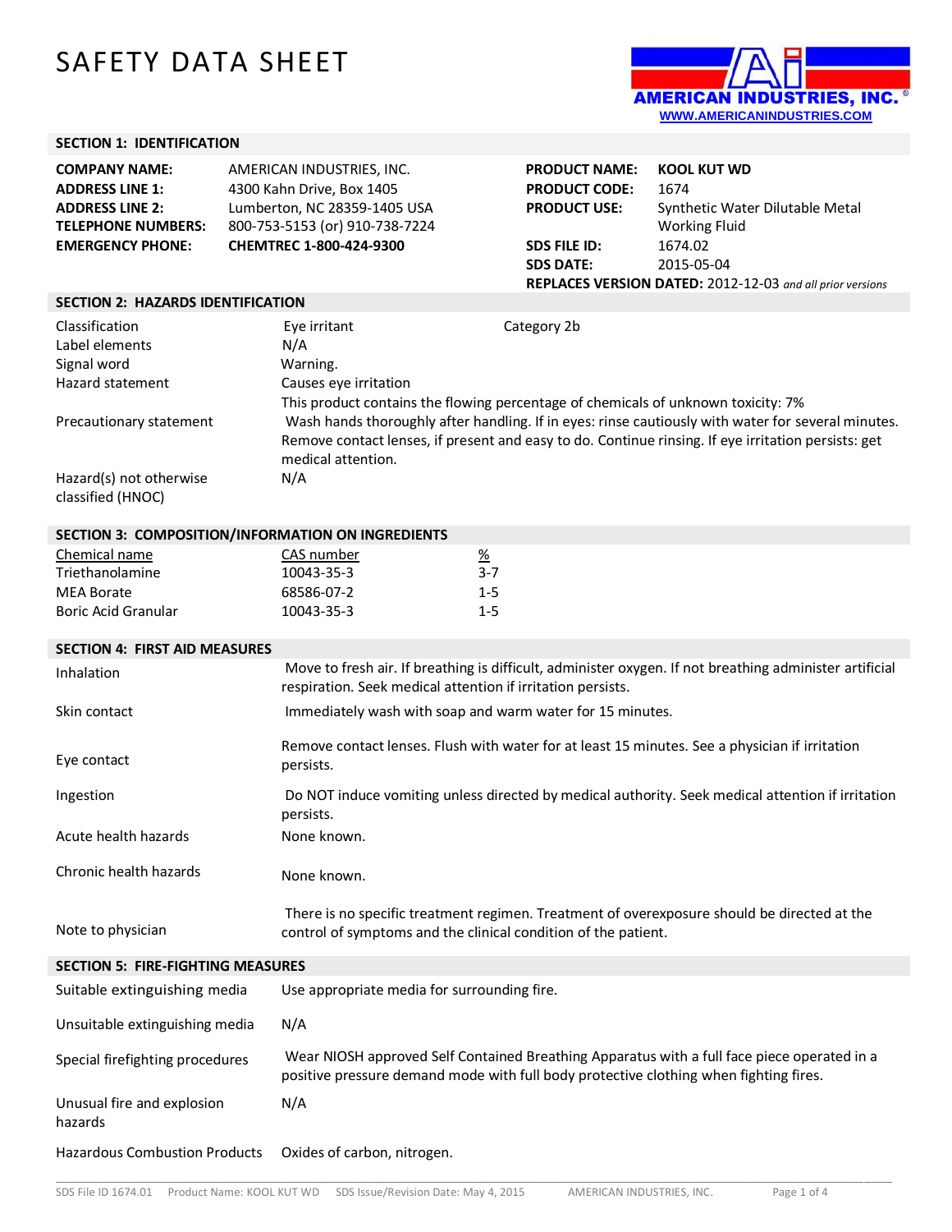# SAFETY DATA SHEET

AMERICAN INDUSTRIES, INC.®
WWW.AMERICANINDUSTRIES.COM

## SECTION 1: IDENTIFICATION

| | |
|---|---|
| **COMPANY NAME:** | AMERICAN INDUSTRIES, INC. |
| **ADDRESS LINE 1:** | 4300 Kahn Drive, Box 1405 |
| **ADDRESS LINE 2:** | Lumberton, NC 28359-1405 USA |
| **TELEPHONE NUMBERS:** | 800-753-5153 (or) 910-738-7224 |
| **EMERGENCY PHONE:** | **CHEMTREC 1-800-424-9300** |

| | |
|---|---|
| **PRODUCT NAME:** | **KOOL KUT WD** |
| **PRODUCT CODE:** | 1674 |
| **PRODUCT USE:** | Synthetic Water Dilutable Metal Working Fluid |
| **SDS FILE ID:** | 1674.02 |
| **SDS DATE:** | 2015-05-04 |

**REPLACES VERSION DATED:** 2012-12-03 *and all prior versions*

## SECTION 2: HAZARDS IDENTIFICATION

| | | |
|---|---|---|
| Classification | Eye irritant | Category 2b |
| Label elements | N/A | |
| Signal word | Warning. | |
| Hazard statement | Causes eye irritation<br>This product contains the flowing percentage of chemicals of unknown toxicity: 7% | |
| Precautionary statement | Wash hands thoroughly after handling. If in eyes: rinse cautiously with water for several minutes. Remove contact lenses, if present and easy to do. Continue rinsing. If eye irritation persists: get medical attention. | |
| Hazard(s) not otherwise classified (HNOC) | N/A | |

## SECTION 3: COMPOSITION/INFORMATION ON INGREDIENTS

| Chemical name | CAS number | % |
|---|---|---|
| Triethanolamine | 10043-35-3 | 3-7 |
| MEA Borate | 68586-07-2 | 1-5 |
| Boric Acid Granular | 10043-35-3 | 1-5 |

## SECTION 4: FIRST AID MEASURES

| | |
|---|---|
| Inhalation | Move to fresh air. If breathing is difficult, administer oxygen. If not breathing administer artificial respiration. Seek medical attention if irritation persists. |
| Skin contact | Immediately wash with soap and warm water for 15 minutes. |
| Eye contact | Remove contact lenses. Flush with water for at least 15 minutes. See a physician if irritation persists. |
| Ingestion | Do NOT induce vomiting unless directed by medical authority. Seek medical attention if irritation persists. |
| Acute health hazards | None known. |
| Chronic health hazards | None known. |
| Note to physician | There is no specific treatment regimen. Treatment of overexposure should be directed at the control of symptoms and the clinical condition of the patient. |

## SECTION 5: FIRE-FIGHTING MEASURES

| | |
|---|---|
| Suitable extinguishing media | Use appropriate media for surrounding fire. |
| Unsuitable extinguishing media | N/A |
| Special firefighting procedures | Wear NIOSH approved Self Contained Breathing Apparatus with a full face piece operated in a positive pressure demand mode with full body protective clothing when fighting fires. |
| Unusual fire and explosion hazards | N/A |
| Hazardous Combustion Products | Oxides of carbon, nitrogen. |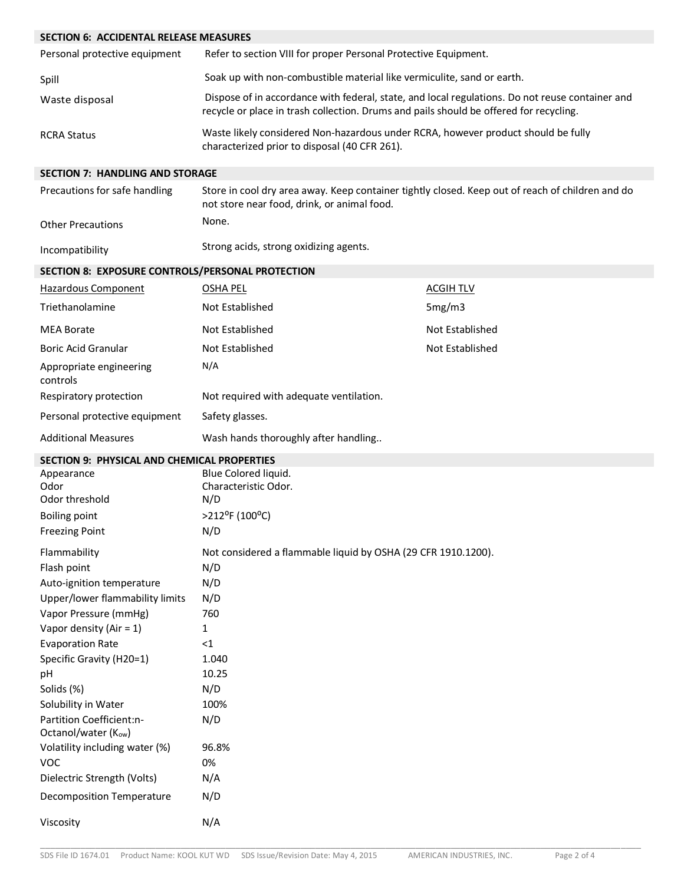## SECTION 6: ACCIDENTAL RELEASE MEASURES

| | |
|---|---|
| Personal protective equipment | Refer to section VIII for proper Personal Protective Equipment. |
| Spill | Soak up with non-combustible material like vermiculite, sand or earth. |
| Waste disposal | Dispose of in accordance with federal, state, and local regulations. Do not reuse container and recycle or place in trash collection. Drums and pails should be offered for recycling. |
| RCRA Status | Waste likely considered Non-hazardous under RCRA, however product should be fully characterized prior to disposal (40 CFR 261). |

## SECTION 7: HANDLING AND STORAGE

| | |
|---|---|
| Precautions for safe handling | Store in cool dry area away. Keep container tightly closed. Keep out of reach of children and do not store near food, drink, or animal food. |
| Other Precautions | None. |
| Incompatibility | Strong acids, strong oxidizing agents. |

## SECTION 8: EXPOSURE CONTROLS/PERSONAL PROTECTION

| Hazardous Component | OSHA PEL | ACGIH TLV |
|---|---|---|
| Triethanolamine | Not Established | 5mg/m3 |
| MEA Borate | Not Established | Not Established |
| Boric Acid Granular | Not Established | Not Established |

| | |
|---|---|
| Appropriate engineering controls | N/A |
| Respiratory protection | Not required with adequate ventilation. |
| Personal protective equipment | Safety glasses. |
| Additional Measures | Wash hands thoroughly after handling.. |

## SECTION 9: PHYSICAL AND CHEMICAL PROPERTIES

| | |
|---|---|
| Appearance | Blue Colored liquid. |
| Odor | Characteristic Odor. |
| Odor threshold | N/D |
| Boiling point | >212$^{o}$F (100$^{o}$C) |
| Freezing Point | N/D |
| Flammability | Not considered a flammable liquid by OSHA (29 CFR 1910.1200). |
| Flash point | N/D |
| Auto-ignition temperature | N/D |
| Upper/lower flammability limits | N/D |
| Vapor Pressure (mmHg) | 760 |
| Vapor density (Air = 1) | 1 |
| Evaporation Rate | <1 |
| Specific Gravity (H20=1) | 1.040 |
| pH | 10.25 |
| Solids (%) | N/D |
| Solubility in Water | 100% |
| Partition Coefficient:n-Octanol/water ($K_{ow}$) | N/D |
| Volatility including water (%) | 96.8% |
| VOC | 0% |
| Dielectric Strength (Volts) | N/A |
| Decomposition Temperature | N/D |
| Viscosity | N/A |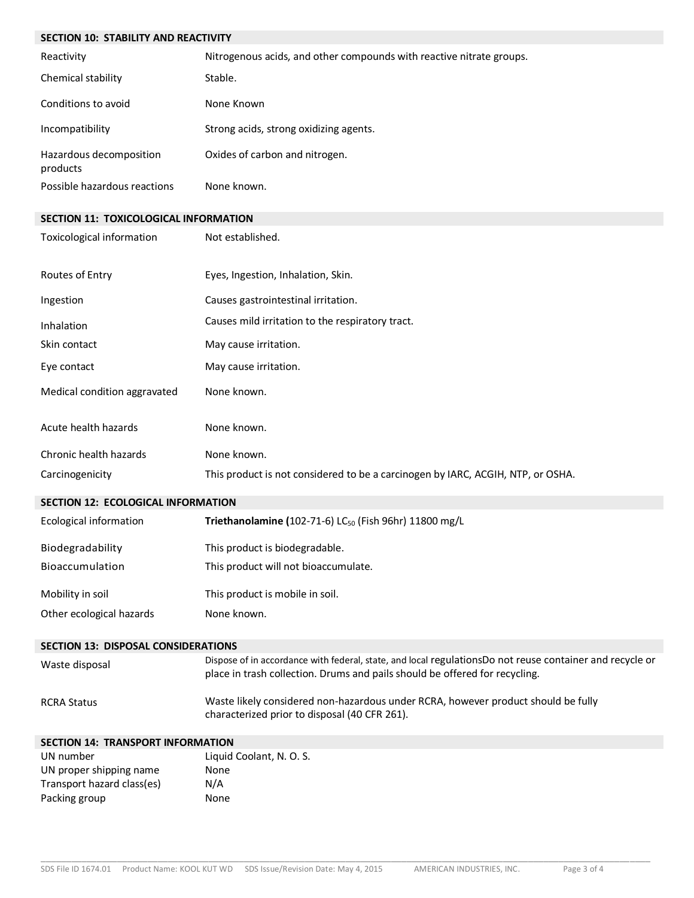## SECTION 10: STABILITY AND REACTIVITY

| | |
|---|---|
| Reactivity | Nitrogenous acids, and other compounds with reactive nitrate groups. |
| Chemical stability | Stable. |
| Conditions to avoid | None Known |
| Incompatibility | Strong acids, strong oxidizing agents. |
| Hazardous decomposition products | Oxides of carbon and nitrogen. |
| Possible hazardous reactions | None known. |

## SECTION 11: TOXICOLOGICAL INFORMATION

| | |
|---|---|
| Toxicological information | Not established. |
| Routes of Entry | Eyes, Ingestion, Inhalation, Skin. |
| Ingestion | Causes gastrointestinal irritation. |
| Inhalation | Causes mild irritation to the respiratory tract. |
| Skin contact | May cause irritation. |
| Eye contact | May cause irritation. |
| Medical condition aggravated | None known. |
| Acute health hazards | None known. |
| Chronic health hazards | None known. |
| Carcinogenicity | This product is not considered to be a carcinogen by IARC, ACGIH, NTP, or OSHA. |

## SECTION 12: ECOLOGICAL INFORMATION

| | |
|---|---|
| Ecological information | **Triethanolamine (**102-71-6) $LC_{50}$ (Fish 96hr) 11800 mg/L |
| Biodegradability | This product is biodegradable. |
| Bioaccumulation | This product will not bioaccumulate. |
| Mobility in soil | This product is mobile in soil. |
| Other ecological hazards | None known. |

## SECTION 13: DISPOSAL CONSIDERATIONS

| | |
|---|---|
| Waste disposal | Dispose of in accordance with federal, state, and local regulationsDo not reuse container and recycle or place in trash collection. Drums and pails should be offered for recycling. |
| RCRA Status | Waste likely considered non-hazardous under RCRA, however product should be fully characterized prior to disposal (40 CFR 261). |

## SECTION 14: TRANSPORT INFORMATION

| | |
|---|---|
| UN number | Liquid Coolant, N. O. S. |
| UN proper shipping name | None |
| Transport hazard class(es) | N/A |
| Packing group | None |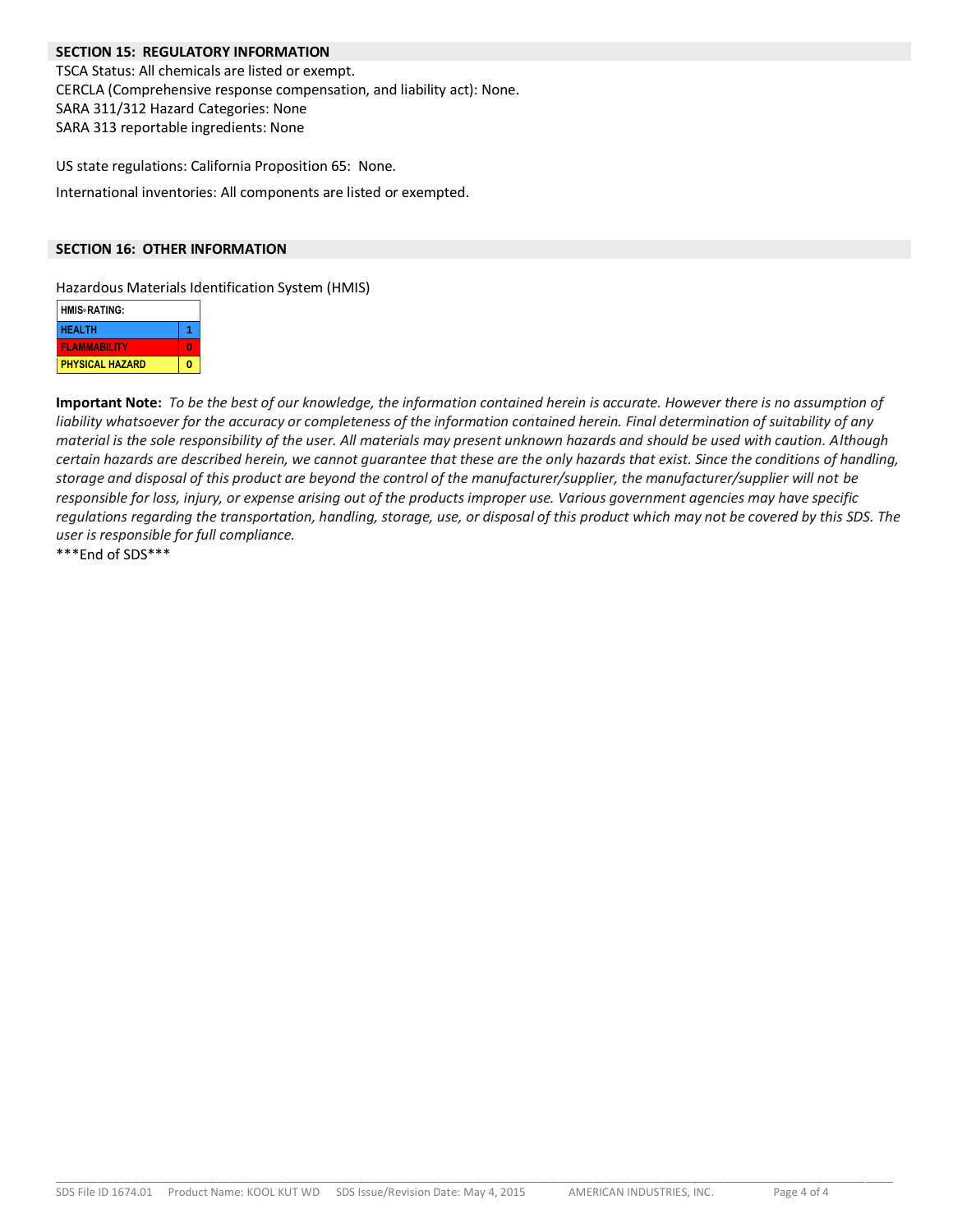## SECTION 15: REGULATORY INFORMATION

TSCA Status: All chemicals are listed or exempt.
CERCLA (Comprehensive response compensation, and liability act): None.
SARA 311/312 Hazard Categories: None
SARA 313 reportable ingredients: None

US state regulations: California Proposition 65: None.

International inventories: All components are listed or exempted.

## SECTION 16: OTHER INFORMATION

Hazardous Materials Identification System (HMIS)

| HMIS® RATING: | |
|---|---|
| HEALTH | 1 |
| FLAMMABILITY | 0 |
| PHYSICAL HAZARD | 0 |

**Important Note:** *To be the best of our knowledge, the information contained herein is accurate. However there is no assumption of liability whatsoever for the accuracy or completeness of the information contained herein. Final determination of suitability of any material is the sole responsibility of the user. All materials may present unknown hazards and should be used with caution. Although certain hazards are described herein, we cannot guarantee that these are the only hazards that exist. Since the conditions of handling, storage and disposal of this product are beyond the control of the manufacturer/supplier, the manufacturer/supplier will not be responsible for loss, injury, or expense arising out of the products improper use. Various government agencies may have specific regulations regarding the transportation, handling, storage, use, or disposal of this product which may not be covered by this SDS. The user is responsible for full compliance.*

***End of SDS***